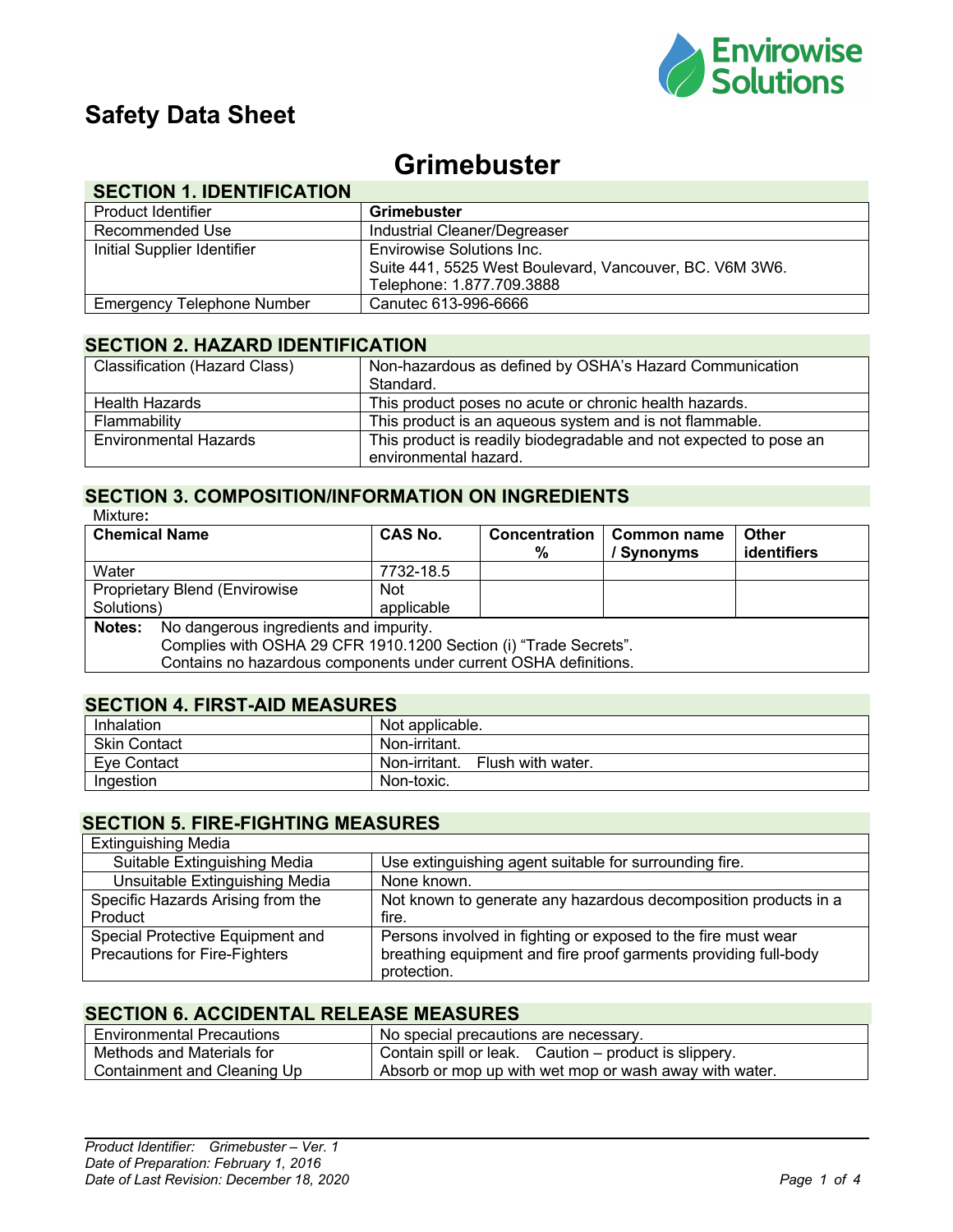# Safety Data Sheet

# Grimebuster

## SECTION 1. IDENTIFICATION

| | |
|---|---|
| Product Identifier | **Grimebuster** |
| Recommended Use | Industrial Cleaner/Degreaser |
| Initial Supplier Identifier | Envirowise Solutions Inc.<br>Suite 441, 5525 West Boulevard, Vancouver, BC. V6M 3W6.<br>Telephone: 1.877.709.3888 |
| Emergency Telephone Number | Canutec 613-996-6666 |

## SECTION 2. HAZARD IDENTIFICATION

| | |
|---|---|
| Classification (Hazard Class) | Non-hazardous as defined by OSHA's Hazard Communication Standard. |
| Health Hazards | This product poses no acute or chronic health hazards. |
| Flammability | This product is an aqueous system and is not flammable. |
| Environmental Hazards | This product is readily biodegradable and not expected to pose an environmental hazard. |

## SECTION 3. COMPOSITION/INFORMATION ON INGREDIENTS

Mixture**:**

| **Chemical Name** | **CAS No.** | **Concentration %** | **Common name / Synonyms** | **Other identifiers** |
|---|---|---|---|---|
| Water | 7732-18.5 | | | |
| Proprietary Blend (Envirowise Solutions) | Not applicable | | | |

**Notes:** No dangerous ingredients and impurity.
Complies with OSHA 29 CFR 1910.1200 Section (i) "Trade Secrets".
Contains no hazardous components under current OSHA definitions.

## SECTION 4. FIRST-AID MEASURES

| | |
|---|---|
| Inhalation | Not applicable. |
| Skin Contact | Non-irritant. |
| Eye Contact | Non-irritant. Flush with water. |
| Ingestion | Non-toxic. |

## SECTION 5. FIRE-FIGHTING MEASURES

| | |
|---|---|
| Extinguishing Media | |
| Suitable Extinguishing Media | Use extinguishing agent suitable for surrounding fire. |
| Unsuitable Extinguishing Media | None known. |
| Specific Hazards Arising from the Product | Not known to generate any hazardous decomposition products in a fire. |
| Special Protective Equipment and Precautions for Fire-Fighters | Persons involved in fighting or exposed to the fire must wear breathing equipment and fire proof garments providing full-body protection. |

## SECTION 6. ACCIDENTAL RELEASE MEASURES

| | |
|---|---|
| Environmental Precautions | No special precautions are necessary. |
| Methods and Materials for Containment and Cleaning Up | Contain spill or leak. Caution – product is slippery.<br>Absorb or mop up with wet mop or wash away with water. |

*Product Identifier: Grimebuster – Ver. 1*
*Date of Preparation: February 1, 2016*
*Date of Last Revision: December 18, 2020*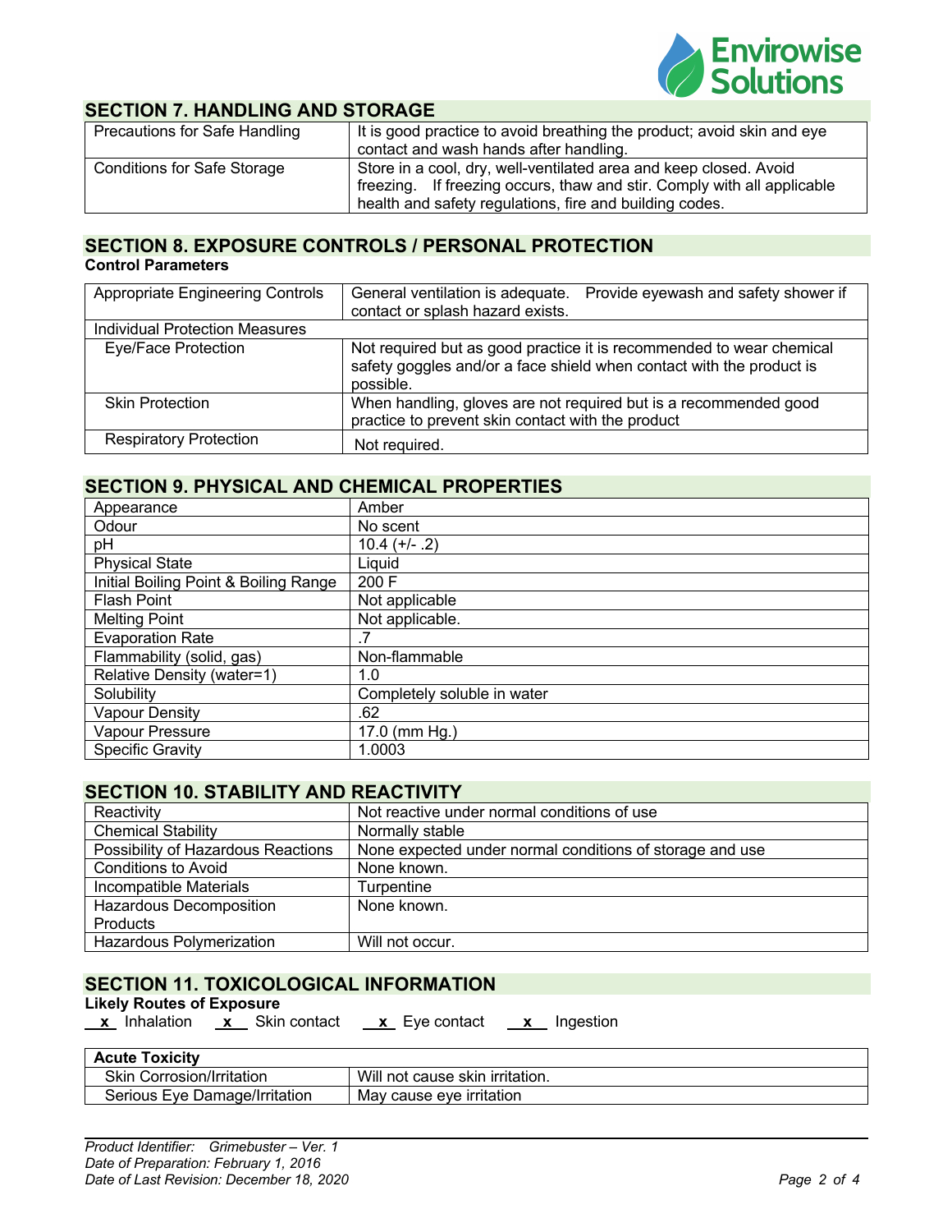## SECTION 7. HANDLING AND STORAGE

| | |
|---|---|
| Precautions for Safe Handling | It is good practice to avoid breathing the product; avoid skin and eye contact and wash hands after handling. |
| Conditions for Safe Storage | Store in a cool, dry, well-ventilated area and keep closed. Avoid freezing. If freezing occurs, thaw and stir. Comply with all applicable health and safety regulations, fire and building codes. |

## SECTION 8. EXPOSURE CONTROLS / PERSONAL PROTECTION

**Control Parameters**

| | |
|---|---|
| Appropriate Engineering Controls | General ventilation is adequate. Provide eyewash and safety shower if contact or splash hazard exists. |
| Individual Protection Measures | |
| Eye/Face Protection | Not required but as good practice it is recommended to wear chemical safety goggles and/or a face shield when contact with the product is possible. |
| Skin Protection | When handling, gloves are not required but is a recommended good practice to prevent skin contact with the product |
| Respiratory Protection | Not required. |

## SECTION 9. PHYSICAL AND CHEMICAL PROPERTIES

| | |
|---|---|
| Appearance | Amber |
| Odour | No scent |
| pH | 10.4 (+/- .2) |
| Physical State | Liquid |
| Initial Boiling Point & Boiling Range | 200 F |
| Flash Point | Not applicable |
| Melting Point | Not applicable. |
| Evaporation Rate | .7 |
| Flammability (solid, gas) | Non-flammable |
| Relative Density (water=1) | 1.0 |
| Solubility | Completely soluble in water |
| Vapour Density | .62 |
| Vapour Pressure | 17.0 (mm Hg.) |
| Specific Gravity | 1.0003 |

## SECTION 10. STABILITY AND REACTIVITY

| | |
|---|---|
| Reactivity | Not reactive under normal conditions of use |
| Chemical Stability | Normally stable |
| Possibility of Hazardous Reactions | None expected under normal conditions of storage and use |
| Conditions to Avoid | None known. |
| Incompatible Materials | Turpentine |
| Hazardous Decomposition Products | None known. |
| Hazardous Polymerization | Will not occur. |

## SECTION 11. TOXICOLOGICAL INFORMATION

**Likely Routes of Exposure**

x Inhalation   x Skin contact   x Eye contact   x Ingestion

| **Acute Toxicity** | |
|---|---|
| Skin Corrosion/Irritation | Will not cause skin irritation. |
| Serious Eye Damage/Irritation | May cause eye irritation |

*Product Identifier: Grimebuster – Ver. 1*
*Date of Preparation: February 1, 2016*
*Date of Last Revision: December 18, 2020*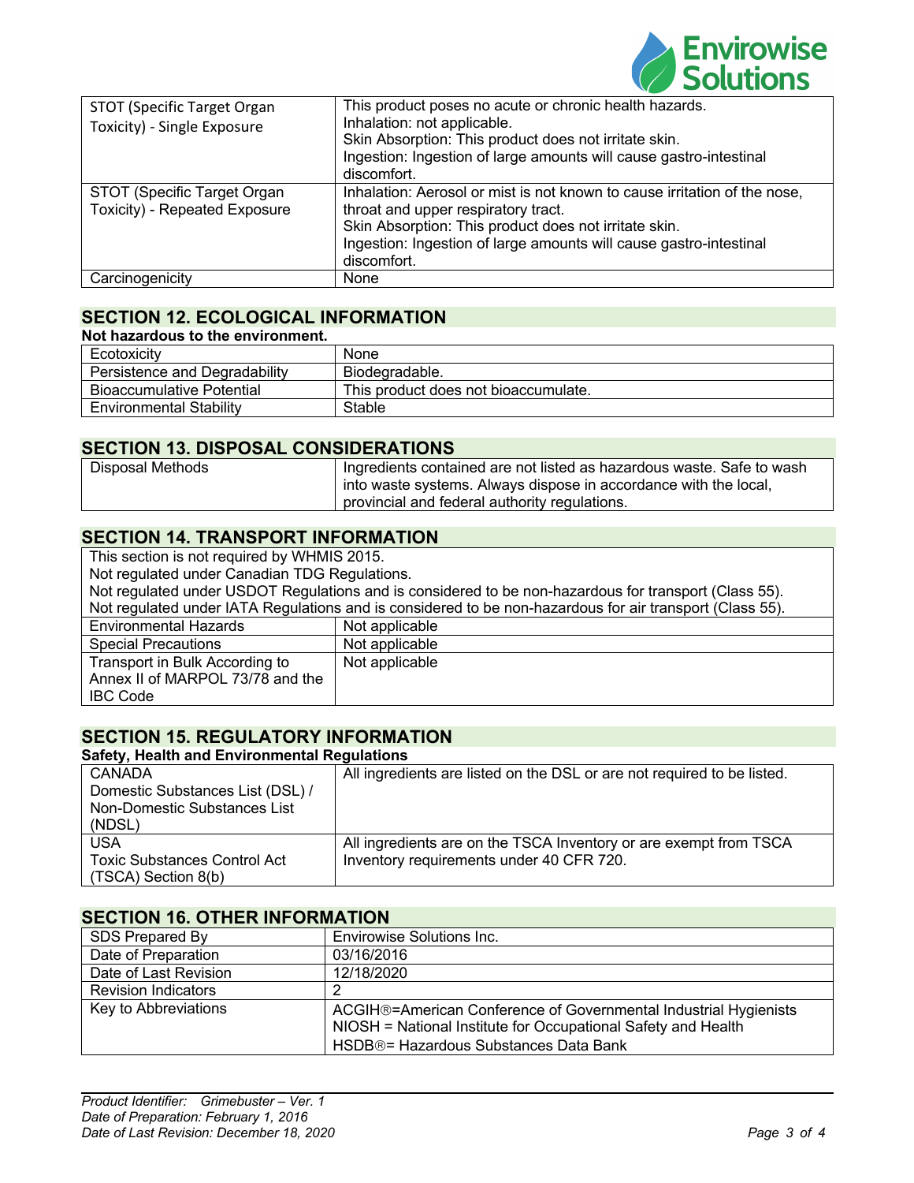| STOT (Specific Target Organ Toxicity) - Single Exposure | This product poses no acute or chronic health hazards.<br>Inhalation: not applicable.<br>Skin Absorption: This product does not irritate skin.<br>Ingestion: Ingestion of large amounts will cause gastro-intestinal discomfort. |
|---|---|
| STOT (Specific Target Organ Toxicity) - Repeated Exposure | Inhalation: Aerosol or mist is not known to cause irritation of the nose, throat and upper respiratory tract.<br>Skin Absorption: This product does not irritate skin.<br>Ingestion: Ingestion of large amounts will cause gastro-intestinal discomfort. |
| Carcinogenicity | None |

## SECTION 12. ECOLOGICAL INFORMATION

**Not hazardous to the environment.**

| Ecotoxicity | None |
|---|---|
| Persistence and Degradability | Biodegradable. |
| Bioaccumulative Potential | This product does not bioaccumulate. |
| Environmental Stability | Stable |

## SECTION 13. DISPOSAL CONSIDERATIONS

| Disposal Methods | Ingredients contained are not listed as hazardous waste. Safe to wash into waste systems. Always dispose in accordance with the local, provincial and federal authority regulations. |
|---|---|

## SECTION 14. TRANSPORT INFORMATION

This section is not required by WHMIS 2015.
Not regulated under Canadian TDG Regulations.
Not regulated under USDOT Regulations and is considered to be non-hazardous for transport (Class 55).
Not regulated under IATA Regulations and is considered to be non-hazardous for air transport (Class 55).

| Environmental Hazards | Not applicable |
|---|---|
| Special Precautions | Not applicable |
| Transport in Bulk According to Annex II of MARPOL 73/78 and the IBC Code | Not applicable |

## SECTION 15. REGULATORY INFORMATION

**Safety, Health and Environmental Regulations**

| CANADA<br>Domestic Substances List (DSL) / Non-Domestic Substances List (NDSL) | All ingredients are listed on the DSL or are not required to be listed. |
|---|---|
| USA<br>Toxic Substances Control Act (TSCA) Section 8(b) | All ingredients are on the TSCA Inventory or are exempt from TSCA Inventory requirements under 40 CFR 720. |

## SECTION 16. OTHER INFORMATION

| SDS Prepared By | Envirowise Solutions Inc. |
|---|---|
| Date of Preparation | 03/16/2016 |
| Date of Last Revision | 12/18/2020 |
| Revision Indicators | 2 |
| Key to Abbreviations | ACGIH®=American Conference of Governmental Industrial Hygienists<br>NIOSH = National Institute for Occupational Safety and Health<br>HSDB®= Hazardous Substances Data Bank |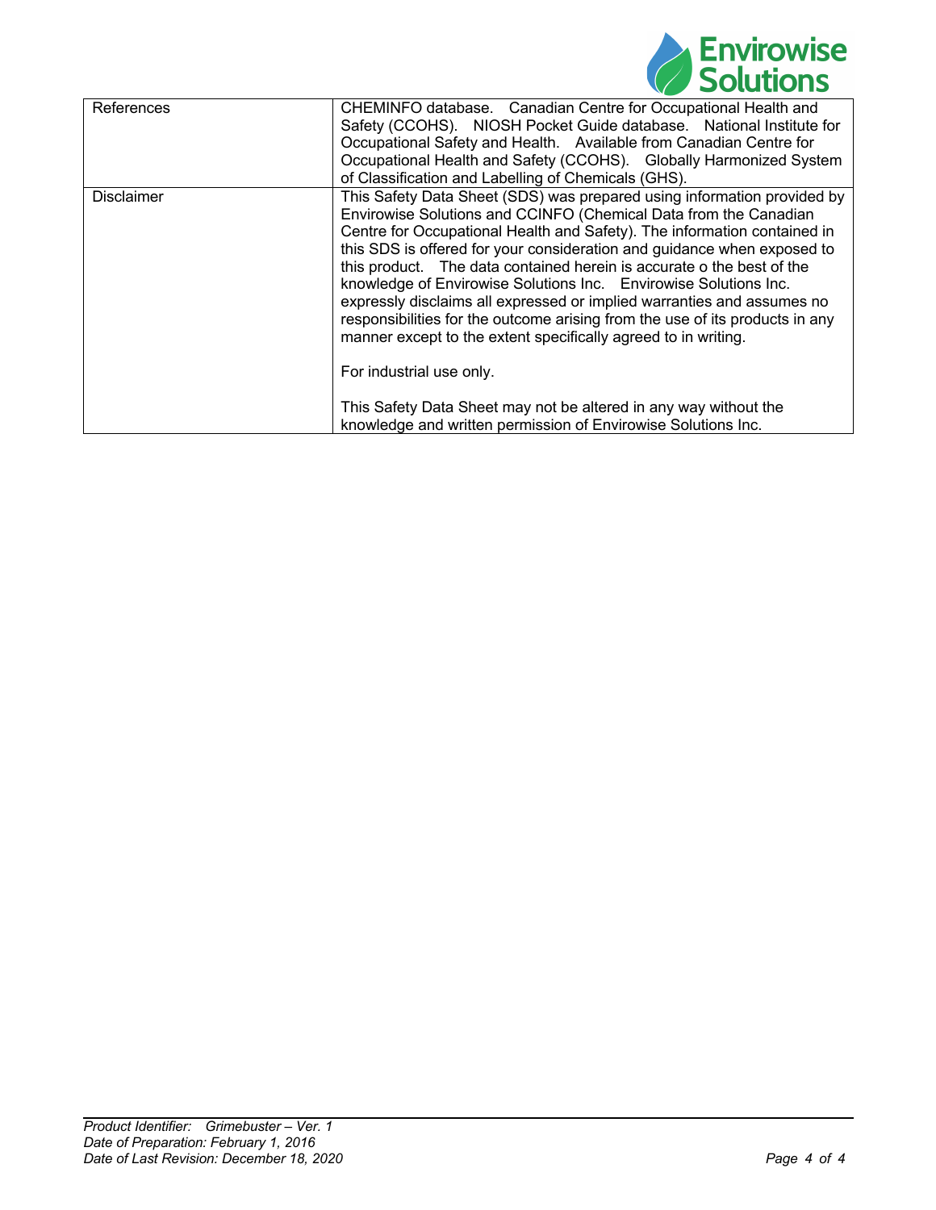| | |
|---|---|
| References | CHEMINFO database. Canadian Centre for Occupational Health and Safety (CCOHS). NIOSH Pocket Guide database. National Institute for Occupational Safety and Health. Available from Canadian Centre for Occupational Health and Safety (CCOHS). Globally Harmonized System of Classification and Labelling of Chemicals (GHS). |
| Disclaimer | This Safety Data Sheet (SDS) was prepared using information provided by Envirowise Solutions and CCINFO (Chemical Data from the Canadian Centre for Occupational Health and Safety). The information contained in this SDS is offered for your consideration and guidance when exposed to this product. The data contained herein is accurate o the best of the knowledge of Envirowise Solutions Inc. Envirowise Solutions Inc. expressly disclaims all expressed or implied warranties and assumes no responsibilities for the outcome arising from the use of its products in any manner except to the extent specifically agreed to in writing.<br><br>For industrial use only.<br><br>This Safety Data Sheet may not be altered in any way without the knowledge and written permission of Envirowise Solutions Inc. |

*Product Identifier: Grimebuster – Ver. 1*
*Date of Preparation: February 1, 2016*
*Date of Last Revision: December 18, 2020*